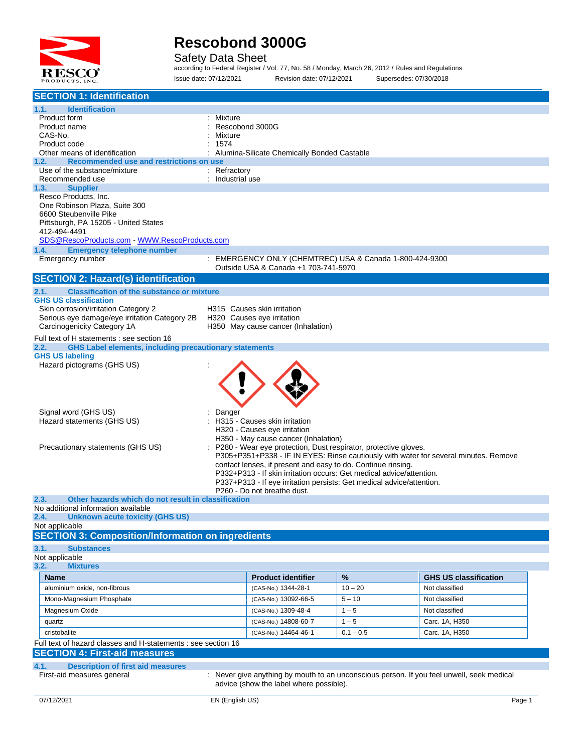# Rescobond 3000G

Safety Data Sheet

according to Federal Register / Vol. 77, No. 58 / Monday, March 26, 2012 / Rules and Regulations

Issue date: 07/12/2021 Revision date: 07/12/2021 Supersedes: 07/30/2018

## SECTION 1: Identification

### 1.1. Identification

| | |
|---|---|
| Product form | : Mixture |
| Product name | : Rescobond 3000G |
| CAS-No. | : Mixture |
| Product code | : 1574 |
| Other means of identification | : Alumina-Silicate Chemically Bonded Castable |

### 1.2. Recommended use and restrictions on use

| | |
|---|---|
| Use of the substance/mixture | : Refractory |
| Recommended use | : Industrial use |

### 1.3. Supplier

Resco Products, Inc.
One Robinson Plaza, Suite 300
6600 Steubenville Pike
Pittsburgh, PA 15205 - United States
412-494-4491
SDS@RescoProducts.com - WWW.RescoProducts.com

### 1.4. Emergency telephone number

| | |
|---|---|
| Emergency number | : EMERGENCY ONLY (CHEMTREC) USA & Canada 1-800-424-9300<br>Outside USA & Canada +1 703-741-5970 |

## SECTION 2: Hazard(s) identification

### 2.1. Classification of the substance or mixture

**GHS US classification**

| | |
|---|---|
| Skin corrosion/irritation Category 2 | H315 Causes skin irritation |
| Serious eye damage/eye irritation Category 2B | H320 Causes eye irritation |
| Carcinogenicity Category 1A | H350 May cause cancer (Inhalation) |

Full text of H statements : see section 16

### 2.2. GHS Label elements, including precautionary statements

**GHS US labeling**

Hazard pictograms (GHS US) :

Signal word (GHS US) : Danger

Hazard statements (GHS US) :
- H315 - Causes skin irritation
- H320 - Causes eye irritation
- H350 - May cause cancer (Inhalation)

Precautionary statements (GHS US) :
- P280 - Wear eye protection, Dust respirator, protective gloves.
- P305+P351+P338 - IF IN EYES: Rinse cautiously with water for several minutes. Remove contact lenses, if present and easy to do. Continue rinsing.
- P332+P313 - If skin irritation occurs: Get medical advice/attention.
- P337+P313 - If eye irritation persists: Get medical advice/attention.
- P260 - Do not breathe dust.

### 2.3. Other hazards which do not result in classification

No additional information available

### 2.4. Unknown acute toxicity (GHS US)

Not applicable

## SECTION 3: Composition/Information on ingredients

### 3.1. Substances

Not applicable

### 3.2. Mixtures

| Name | Product identifier | % | GHS US classification |
|---|---|---|---|
| aluminium oxide, non-fibrous | (CAS-No.) 1344-28-1 | 10 – 20 | Not classified |
| Mono-Magnesium Phosphate | (CAS-No.) 13092-66-5 | 5 – 10 | Not classified |
| Magnesium Oxide | (CAS-No.) 1309-48-4 | 1 – 5 | Not classified |
| quartz | (CAS-No.) 14808-60-7 | 1 – 5 | Carc. 1A, H350 |
| cristobalite | (CAS-No.) 14464-46-1 | 0.1 – 0.5 | Carc. 1A, H350 |

Full text of hazard classes and H-statements : see section 16

## SECTION 4: First-aid measures

### 4.1. Description of first aid measures

| | |
|---|---|
| First-aid measures general | : Never give anything by mouth to an unconscious person. If you feel unwell, seek medical advice (show the label where possible). |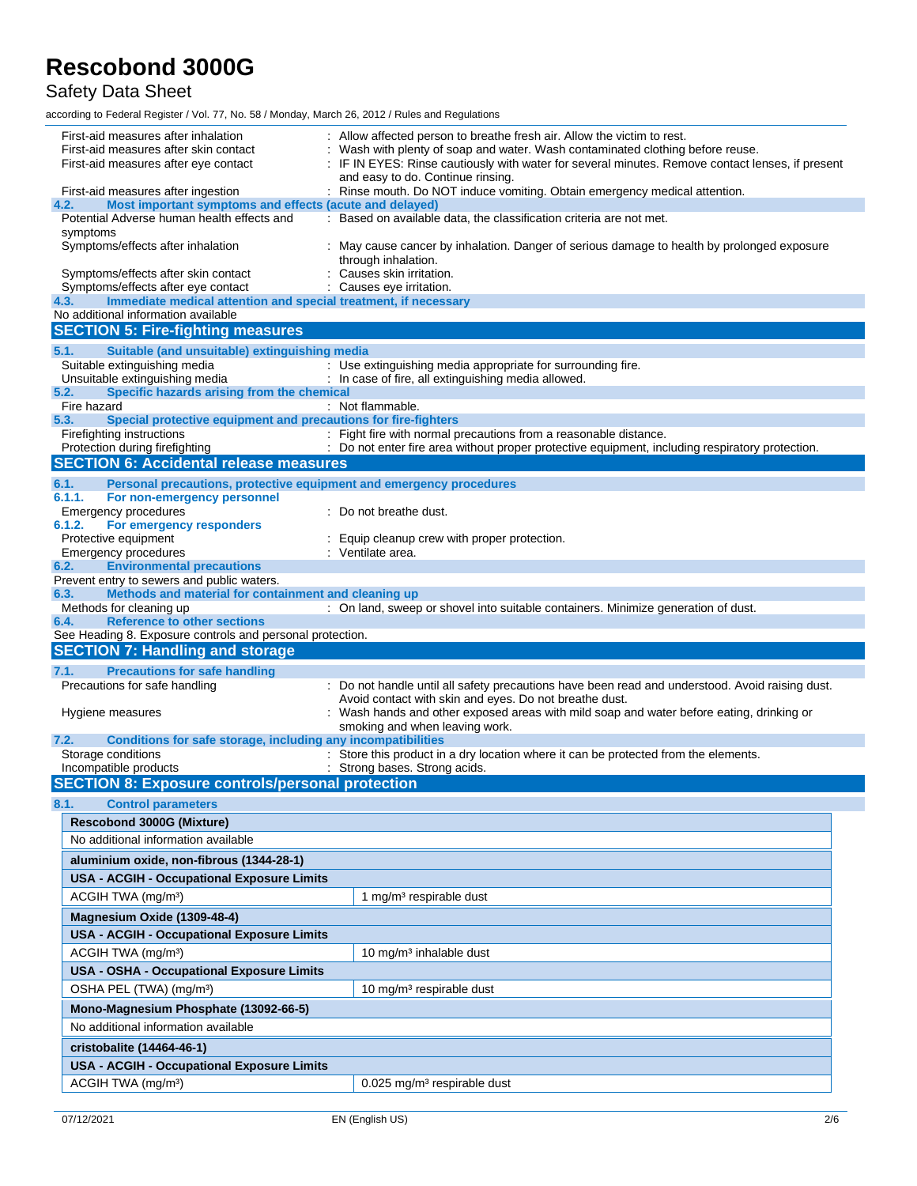First-aid measures after inhalation : Allow affected person to breathe fresh air. Allow the victim to rest.

First-aid measures after skin contact : Wash with plenty of soap and water. Wash contaminated clothing before reuse.

First-aid measures after eye contact : IF IN EYES: Rinse cautiously with water for several minutes. Remove contact lenses, if present and easy to do. Continue rinsing.

First-aid measures after ingestion : Rinse mouth. Do NOT induce vomiting. Obtain emergency medical attention.

### 4.2. Most important symptoms and effects (acute and delayed)

Potential Adverse human health effects and symptoms : Based on available data, the classification criteria are not met.

Symptoms/effects after inhalation : May cause cancer by inhalation. Danger of serious damage to health by prolonged exposure through inhalation.

Symptoms/effects after skin contact : Causes skin irritation.

Symptoms/effects after eye contact : Causes eye irritation.

### 4.3. Immediate medical attention and special treatment, if necessary

No additional information available

## SECTION 5: Fire-fighting measures

### 5.1. Suitable (and unsuitable) extinguishing media

Suitable extinguishing media : Use extinguishing media appropriate for surrounding fire.

Unsuitable extinguishing media : In case of fire, all extinguishing media allowed.

### 5.2. Specific hazards arising from the chemical

Fire hazard : Not flammable.

### 5.3. Special protective equipment and precautions for fire-fighters

Firefighting instructions : Fight fire with normal precautions from a reasonable distance.

Protection during firefighting : Do not enter fire area without proper protective equipment, including respiratory protection.

## SECTION 6: Accidental release measures

### 6.1. Personal precautions, protective equipment and emergency procedures

#### 6.1.1. For non-emergency personnel

Emergency procedures : Do not breathe dust.

#### 6.1.2. For emergency responders

Protective equipment : Equip cleanup crew with proper protection.

Emergency procedures : Ventilate area.

### 6.2. Environmental precautions

Prevent entry to sewers and public waters.

### 6.3. Methods and material for containment and cleaning up

Methods for cleaning up : On land, sweep or shovel into suitable containers. Minimize generation of dust.

### 6.4. Reference to other sections

See Heading 8. Exposure controls and personal protection.

## SECTION 7: Handling and storage

### 7.1. Precautions for safe handling

Precautions for safe handling : Do not handle until all safety precautions have been read and understood. Avoid raising dust. Avoid contact with skin and eyes. Do not breathe dust.

Hygiene measures : Wash hands and other exposed areas with mild soap and water before eating, drinking or smoking and when leaving work.

### 7.2. Conditions for safe storage, including any incompatibilities

Storage conditions : Store this product in a dry location where it can be protected from the elements.

Incompatible products : Strong bases. Strong acids.

## SECTION 8: Exposure controls/personal protection

### 8.1. Control parameters

| **Rescobond 3000G (Mixture)** | |
|---|---|
| No additional information available | |
| **aluminium oxide, non-fibrous (1344-28-1)** | |
| **USA - ACGIH - Occupational Exposure Limits** | |
| ACGIH TWA (mg/m³) | 1 mg/m³ respirable dust |
| **Magnesium Oxide (1309-48-4)** | |
| **USA - ACGIH - Occupational Exposure Limits** | |
| ACGIH TWA (mg/m³) | 10 mg/m³ inhalable dust |
| **USA - OSHA - Occupational Exposure Limits** | |
| OSHA PEL (TWA) (mg/m³) | 10 mg/m³ respirable dust |
| **Mono-Magnesium Phosphate (13092-66-5)** | |
| No additional information available | |
| **cristobalite (14464-46-1)** | |
| **USA - ACGIH - Occupational Exposure Limits** | |
| ACGIH TWA (mg/m³) | 0.025 mg/m³ respirable dust |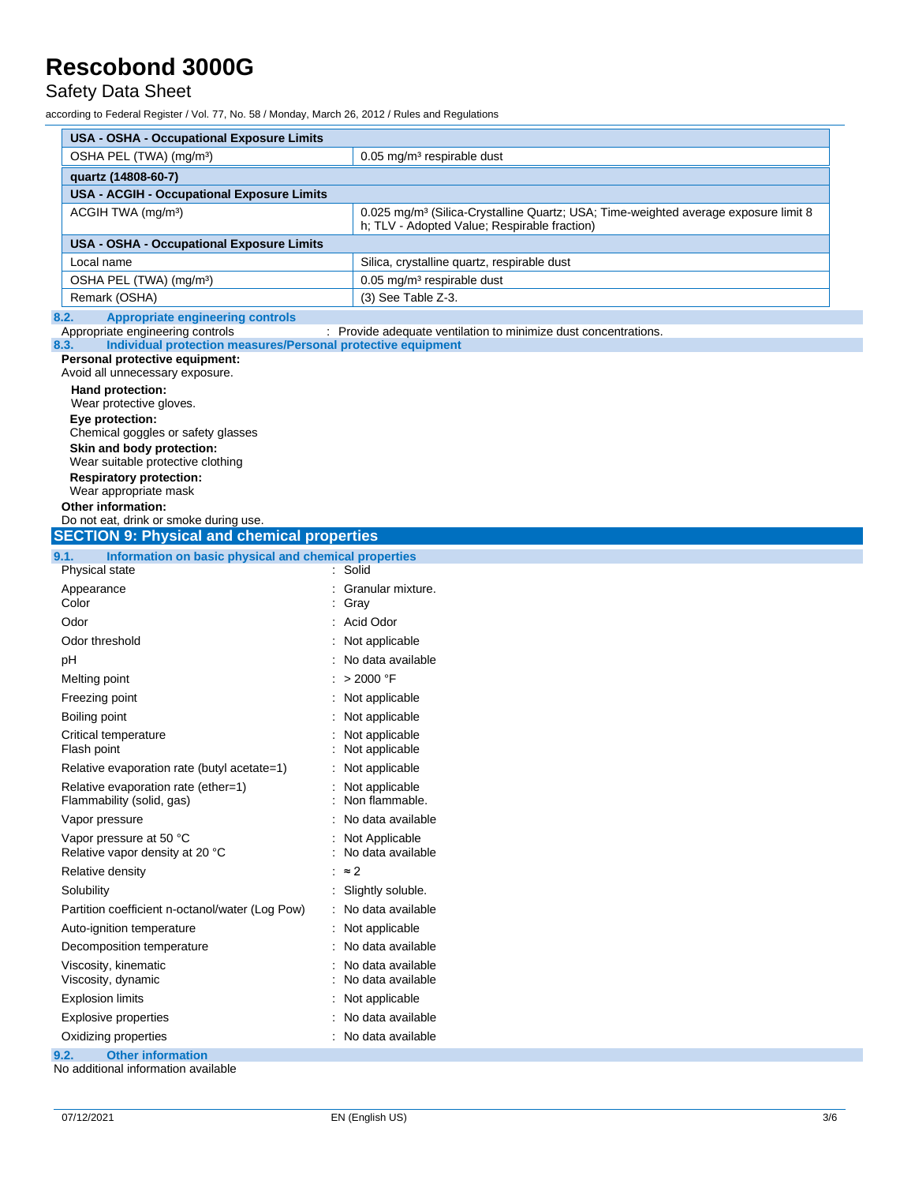| USA - OSHA - Occupational Exposure Limits | |
|---|---|
| OSHA PEL (TWA) (mg/m³) | 0.05 mg/m³ respirable dust |
| **quartz (14808-60-7)** | |
| **USA - ACGIH - Occupational Exposure Limits** | |
| ACGIH TWA (mg/m³) | 0.025 mg/m³ (Silica-Crystalline Quartz; USA; Time-weighted average exposure limit 8 h; TLV - Adopted Value; Respirable fraction) |
| **USA - OSHA - Occupational Exposure Limits** | |
| Local name | Silica, crystalline quartz, respirable dust |
| OSHA PEL (TWA) (mg/m³) | 0.05 mg/m³ respirable dust |
| Remark (OSHA) | (3) See Table Z-3. |

### 8.2. Appropriate engineering controls

Appropriate engineering controls : Provide adequate ventilation to minimize dust concentrations.

### 8.3. Individual protection measures/Personal protective equipment

**Personal protective equipment:**
Avoid all unnecessary exposure.

**Hand protection:**
Wear protective gloves.

**Eye protection:**
Chemical goggles or safety glasses

**Skin and body protection:**
Wear suitable protective clothing

**Respiratory protection:**
Wear appropriate mask

**Other information:**
Do not eat, drink or smoke during use.

## SECTION 9: Physical and chemical properties

### 9.1. Information on basic physical and chemical properties

| Property | Value |
|---|---|
| Physical state | Solid |
| Appearance | Granular mixture. |
| Color | Gray |
| Odor | Acid Odor |
| Odor threshold | Not applicable |
| pH | No data available |
| Melting point | > 2000 °F |
| Freezing point | Not applicable |
| Boiling point | Not applicable |
| Critical temperature | Not applicable |
| Flash point | Not applicable |
| Relative evaporation rate (butyl acetate=1) | Not applicable |
| Relative evaporation rate (ether=1) | Not applicable |
| Flammability (solid, gas) | Non flammable. |
| Vapor pressure | No data available |
| Vapor pressure at 50 °C | Not Applicable |
| Relative vapor density at 20 °C | No data available |
| Relative density | ≈ 2 |
| Solubility | Slightly soluble. |
| Partition coefficient n-octanol/water (Log Pow) | No data available |
| Auto-ignition temperature | Not applicable |
| Decomposition temperature | No data available |
| Viscosity, kinematic | No data available |
| Viscosity, dynamic | No data available |
| Explosion limits | Not applicable |
| Explosive properties | No data available |
| Oxidizing properties | No data available |

### 9.2. Other information

No additional information available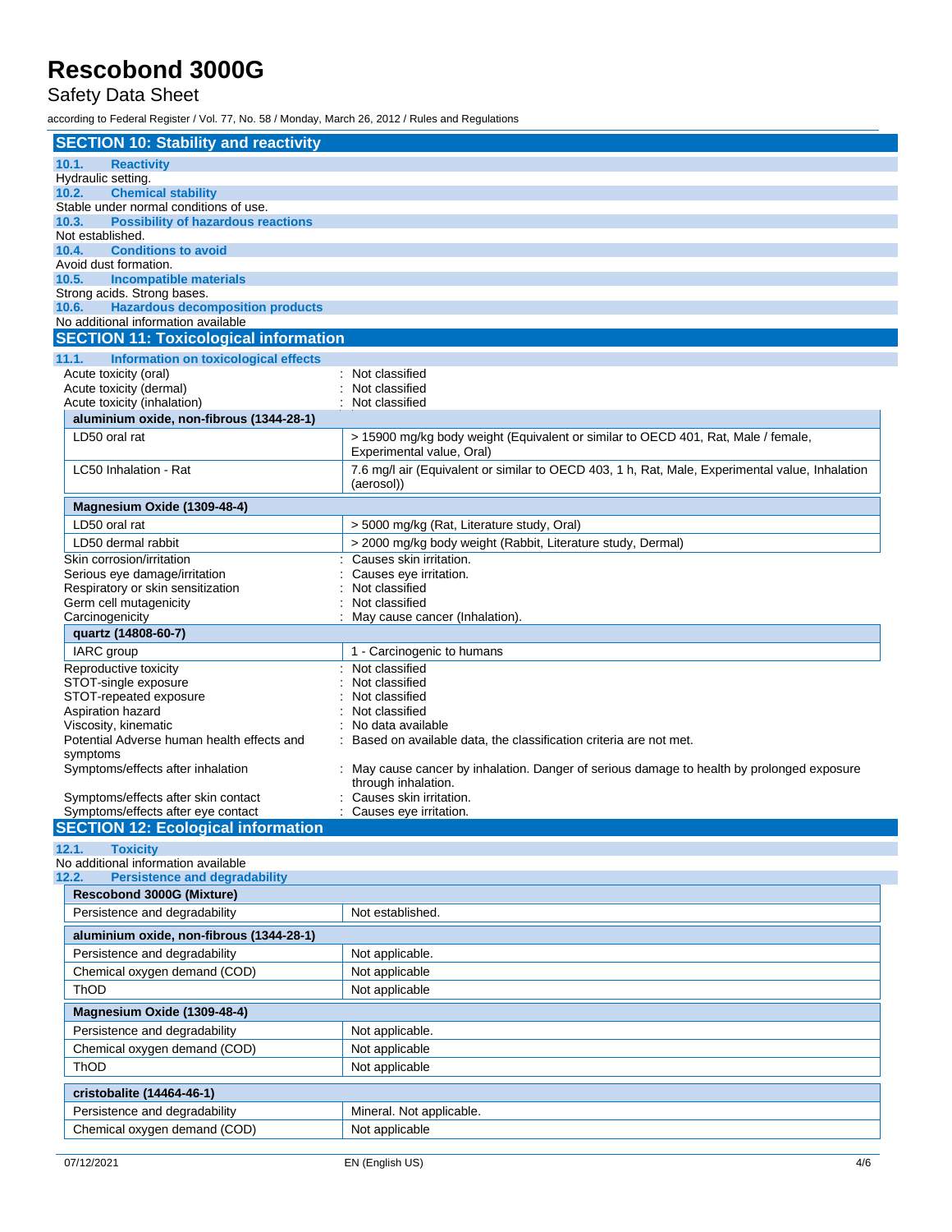## SECTION 10: Stability and reactivity

### 10.1. Reactivity

Hydraulic setting.

### 10.2. Chemical stability

Stable under normal conditions of use.

### 10.3. Possibility of hazardous reactions

Not established.

### 10.4. Conditions to avoid

Avoid dust formation.

### 10.5. Incompatible materials

Strong acids. Strong bases.

### 10.6. Hazardous decomposition products

No additional information available

## SECTION 11: Toxicological information

### 11.1. Information on toxicological effects

Acute toxicity (oral) : Not classified
Acute toxicity (dermal) : Not classified
Acute toxicity (inhalation) : Not classified

| aluminium oxide, non-fibrous (1344-28-1) | |
|---|---|
| LD50 oral rat | > 15900 mg/kg body weight (Equivalent or similar to OECD 401, Rat, Male / female, Experimental value, Oral) |
| LC50 Inhalation - Rat | 7.6 mg/l air (Equivalent or similar to OECD 403, 1 h, Rat, Male, Experimental value, Inhalation (aerosol)) |

| Magnesium Oxide (1309-48-4) | |
|---|---|
| LD50 oral rat | > 5000 mg/kg (Rat, Literature study, Oral) |
| LD50 dermal rabbit | > 2000 mg/kg body weight (Rabbit, Literature study, Dermal) |

Skin corrosion/irritation : Causes skin irritation.
Serious eye damage/irritation : Causes eye irritation.
Respiratory or skin sensitization : Not classified
Germ cell mutagenicity : Not classified
Carcinogenicity : May cause cancer (Inhalation).

| quartz (14808-60-7) | |
|---|---|
| IARC group | 1 - Carcinogenic to humans |

Reproductive toxicity : Not classified
STOT-single exposure : Not classified
STOT-repeated exposure : Not classified
Aspiration hazard : Not classified
Viscosity, kinematic : No data available
Potential Adverse human health effects and symptoms : Based on available data, the classification criteria are not met.
Symptoms/effects after inhalation : May cause cancer by inhalation. Danger of serious damage to health by prolonged exposure through inhalation.
Symptoms/effects after skin contact : Causes skin irritation.
Symptoms/effects after eye contact : Causes eye irritation.

## SECTION 12: Ecological information

### 12.1. Toxicity

No additional information available

### 12.2. Persistence and degradability

| Rescobond 3000G (Mixture) | |
|---|---|
| Persistence and degradability | Not established. |

| aluminium oxide, non-fibrous (1344-28-1) | |
|---|---|
| Persistence and degradability | Not applicable. |
| Chemical oxygen demand (COD) | Not applicable |
| ThOD | Not applicable |

| Magnesium Oxide (1309-48-4) | |
|---|---|
| Persistence and degradability | Not applicable. |
| Chemical oxygen demand (COD) | Not applicable |
| ThOD | Not applicable |

| cristobalite (14464-46-1) | |
|---|---|
| Persistence and degradability | Mineral. Not applicable. |
| Chemical oxygen demand (COD) | Not applicable |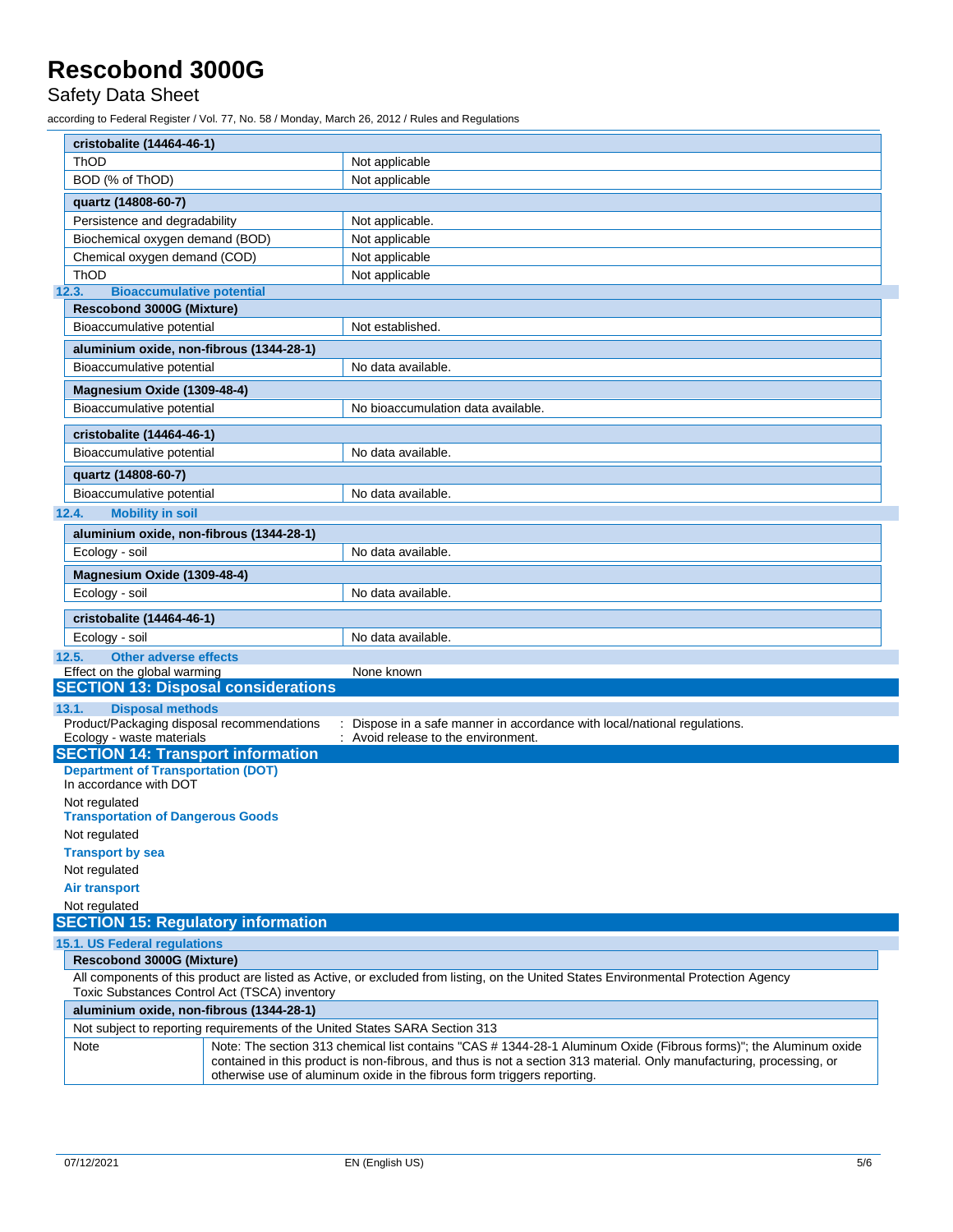| cristobalite (14464-46-1) | |
|---|---|
| ThOD | Not applicable |
| BOD (% of ThOD) | Not applicable |

| quartz (14808-60-7) | |
|---|---|
| Persistence and degradability | Not applicable. |
| Biochemical oxygen demand (BOD) | Not applicable |
| Chemical oxygen demand (COD) | Not applicable |
| ThOD | Not applicable |

### 12.3. Bioaccumulative potential

| Rescobond 3000G (Mixture) | |
|---|---|
| Bioaccumulative potential | Not established. |

| aluminium oxide, non-fibrous (1344-28-1) | |
|---|---|
| Bioaccumulative potential | No data available. |

| Magnesium Oxide (1309-48-4) | |
|---|---|
| Bioaccumulative potential | No bioaccumulation data available. |

| cristobalite (14464-46-1) | |
|---|---|
| Bioaccumulative potential | No data available. |

| quartz (14808-60-7) | |
|---|---|
| Bioaccumulative potential | No data available. |

### 12.4. Mobility in soil

| aluminium oxide, non-fibrous (1344-28-1) | |
|---|---|
| Ecology - soil | No data available. |

| Magnesium Oxide (1309-48-4) | |
|---|---|
| Ecology - soil | No data available. |

| cristobalite (14464-46-1) | |
|---|---|
| Ecology - soil | No data available. |

### 12.5. Other adverse effects

Effect on the global warming : None known

## SECTION 13: Disposal considerations

### 13.1. Disposal methods

Product/Packaging disposal recommendations : Dispose in a safe manner in accordance with local/national regulations.
Ecology - waste materials : Avoid release to the environment.

## SECTION 14: Transport information

**Department of Transportation (DOT)**
In accordance with DOT

Not regulated

**Transportation of Dangerous Goods**

Not regulated

**Transport by sea**

Not regulated

**Air transport**

Not regulated

## SECTION 15: Regulatory information

### 15.1. US Federal regulations

| Rescobond 3000G (Mixture) |
|---|
| All components of this product are listed as Active, or excluded from listing, on the United States Environmental Protection Agency Toxic Substances Control Act (TSCA) inventory |

| aluminium oxide, non-fibrous (1344-28-1) | |
|---|---|
| Not subject to reporting requirements of the United States SARA Section 313 | |
| Note | Note: The section 313 chemical list contains "CAS # 1344-28-1 Aluminum Oxide (Fibrous forms)"; the Aluminum oxide contained in this product is non-fibrous, and thus is not a section 313 material. Only manufacturing, processing, or otherwise use of aluminum oxide in the fibrous form triggers reporting. |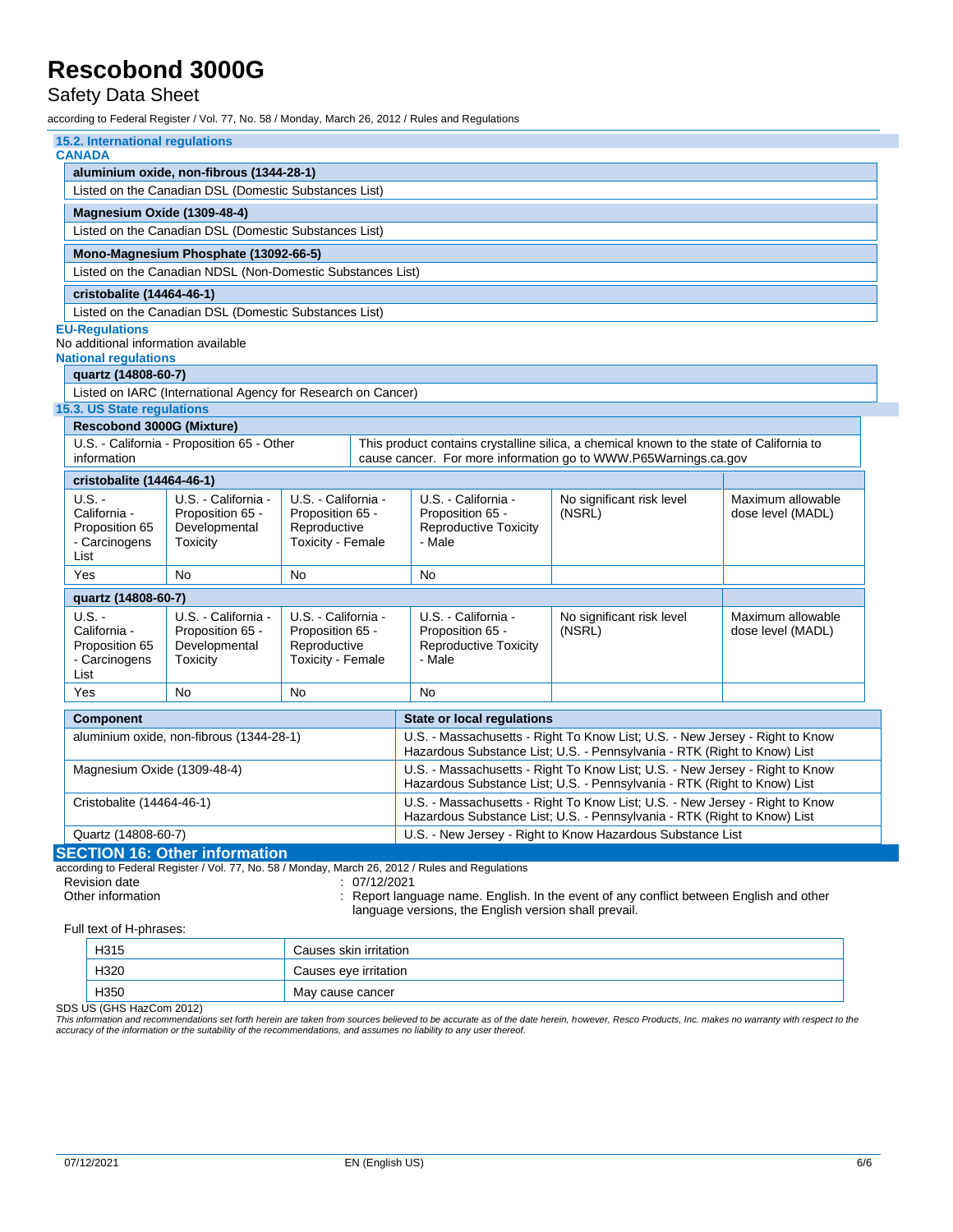### 15.2. International regulations

**CANADA**

| aluminium oxide, non-fibrous (1344-28-1) |
|---|
| Listed on the Canadian DSL (Domestic Substances List) |

| Magnesium Oxide (1309-48-4) |
|---|
| Listed on the Canadian DSL (Domestic Substances List) |

| Mono-Magnesium Phosphate (13092-66-5) |
|---|
| Listed on the Canadian NDSL (Non-Domestic Substances List) |

| cristobalite (14464-46-1) |
|---|
| Listed on the Canadian DSL (Domestic Substances List) |

**EU-Regulations**

No additional information available

**National regulations**

| quartz (14808-60-7) |
|---|
| Listed on IARC (International Agency for Research on Cancer) |

### 15.3. US State regulations

| Rescobond 3000G (Mixture) | |
|---|---|
| U.S. - California - Proposition 65 - Other information | This product contains crystalline silica, a chemical known to the state of California to cause cancer. For more information go to WWW.P65Warnings.ca.gov |

| cristobalite (14464-46-1) | | | | | |
|---|---|---|---|---|---|
| U.S. - California - Proposition 65 - Carcinogens List | U.S. - California - Proposition 65 - Developmental Toxicity | U.S. - California - Proposition 65 - Reproductive Toxicity - Female | U.S. - California - Proposition 65 - Reproductive Toxicity - Male | No significant risk level (NSRL) | Maximum allowable dose level (MADL) |
| Yes | No | No | No | | |

| quartz (14808-60-7) | | | | | |
|---|---|---|---|---|---|
| U.S. - California - Proposition 65 - Carcinogens List | U.S. - California - Proposition 65 - Developmental Toxicity | U.S. - California - Proposition 65 - Reproductive Toxicity - Female | U.S. - California - Proposition 65 - Reproductive Toxicity - Male | No significant risk level (NSRL) | Maximum allowable dose level (MADL) |
| Yes | No | No | No | | |

| Component | State or local regulations |
|---|---|
| aluminium oxide, non-fibrous (1344-28-1) | U.S. - Massachusetts - Right To Know List; U.S. - New Jersey - Right to Know Hazardous Substance List; U.S. - Pennsylvania - RTK (Right to Know) List |
| Magnesium Oxide (1309-48-4) | U.S. - Massachusetts - Right To Know List; U.S. - New Jersey - Right to Know Hazardous Substance List; U.S. - Pennsylvania - RTK (Right to Know) List |
| Cristobalite (14464-46-1) | U.S. - Massachusetts - Right To Know List; U.S. - New Jersey - Right to Know Hazardous Substance List; U.S. - Pennsylvania - RTK (Right to Know) List |
| Quartz (14808-60-7) | U.S. - New Jersey - Right to Know Hazardous Substance List |

## SECTION 16: Other information

according to Federal Register / Vol. 77, No. 58 / Monday, March 26, 2012 / Rules and Regulations

Revision date : 07/12/2021

Other information : Report language name. English. In the event of any conflict between English and other language versions, the English version shall prevail.

Full text of H-phrases:

| | |
|---|---|
| H315 | Causes skin irritation |
| H320 | Causes eye irritation |
| H350 | May cause cancer |

SDS US (GHS HazCom 2012)

*This information and recommendations set forth herein are taken from sources believed to be accurate as of the date herein, however, Resco Products, Inc. makes no warranty with respect to the accuracy of the information or the suitability of the recommendations, and assumes no liability to any user thereof.*